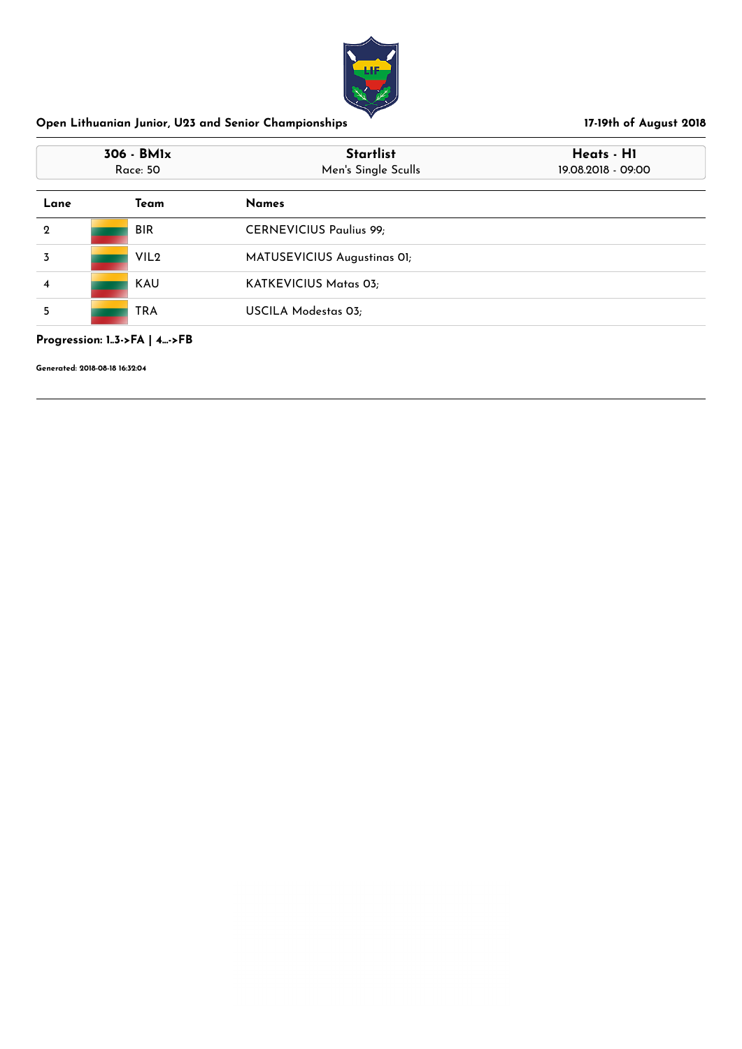## Open Lithuanian Junior, U23 and Senior Championships

17-19th of August 2018

| 306 - BM1x | Startlist | Heats - H1 |
|---|---|---|
| Race: 50 | Men's Single Sculls | 19.08.2018 - 09:00 |

| Lane | Team | Names |
|---|---|---|
| 2 | BIR | CERNEVICIUS Paulius 99; |
| 3 | VIL2 | MATUSEVICIUS Augustinas 01; |
| 4 | KAU | KATKEVICIUS Matas 03; |
| 5 | TRA | USCILA Modestas 03; |

**Progression: 1..3->FA | 4...->FB**

**Generated: 2018-08-18 16:32:04**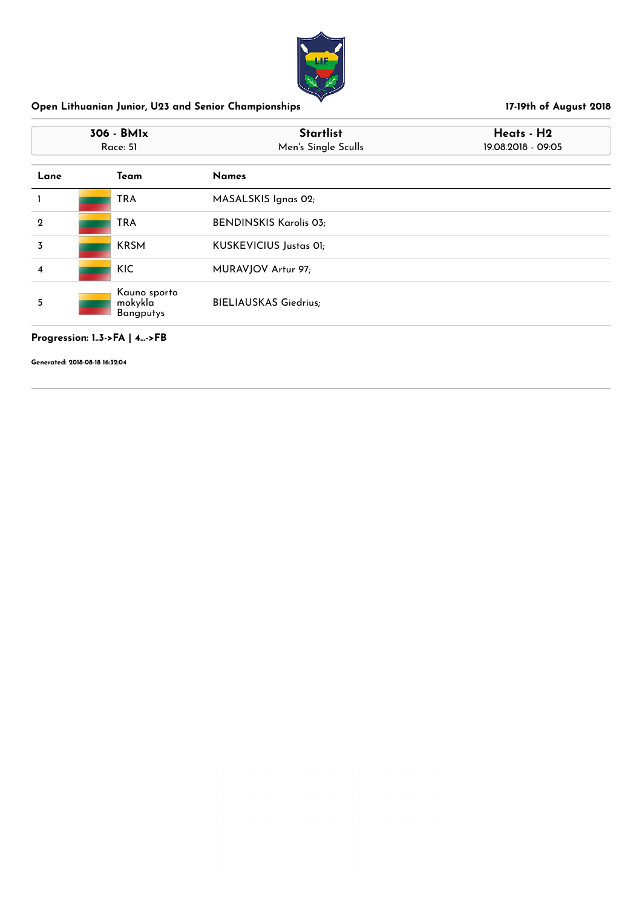## Open Lithuanian Junior, U23 and Senior Championships

17-19th of August 2018

| 306 - BM1x | Startlist | Heats - H2 |
|---|---|---|
| Race: 51 | Men's Single Sculls | 19.08.2018 - 09:05 |

| Lane | Team | Names |
|---|---|---|
| 1 | TRA | MASALSKIS Ignas 02; |
| 2 | TRA | BENDINSKIS Karolis 03; |
| 3 | KRSM | KUSKEVICIUS Justas 01; |
| 4 | KIC | MURAVJOV Artur 97; |
| 5 | Kauno sporto mokykla Bangputys | BIELIAUSKAS Giedrius; |

**Progression: 1..3->FA | 4...->FB**

**Generated: 2018-08-18 16:32:04**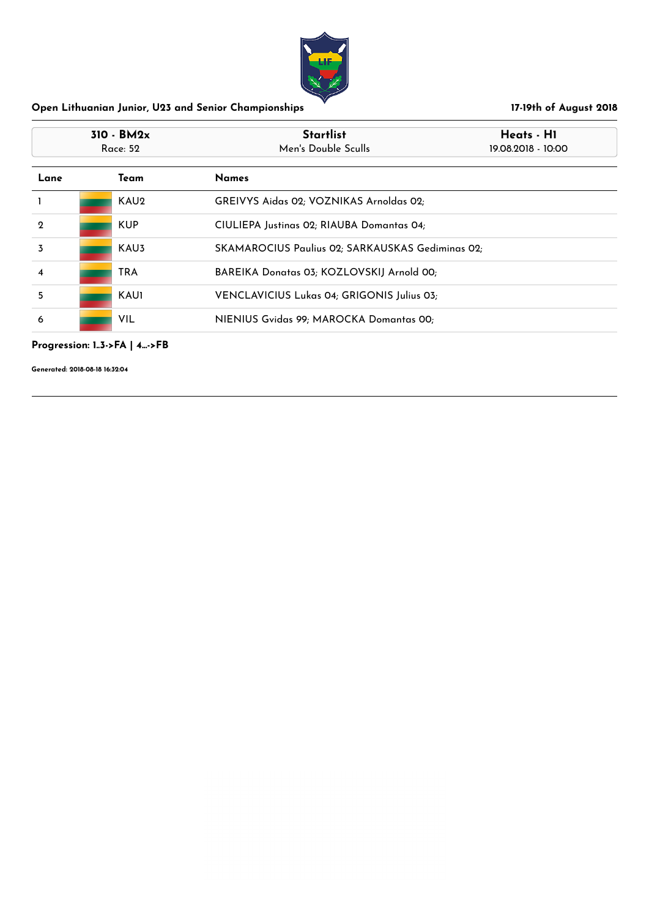**Open Lithuanian Junior, U23 and Senior Championships** — **17-19th of August 2018**

| 310 - BM2x | Startlist | Heats - H1 |
|---|---|---|
| Race: 52 | Men's Double Sculls | 19.08.2018 - 10:00 |

| Lane | Team | Names |
|---|---|---|
| 1 | KAU2 | GREIVYS Aidas 02; VOZNIKAS Arnoldas 02; |
| 2 | KUP | CIULIEPA Justinas 02; RIAUBA Domantas 04; |
| 3 | KAU3 | SKAMAROCIUS Paulius 02; SARKAUSKAS Gediminas 02; |
| 4 | TRA | BAREIKA Donatas 03; KOZLOVSKIJ Arnold 00; |
| 5 | KAU1 | VENCLAVICIUS Lukas 04; GRIGONIS Julius 03; |
| 6 | VIL | NIENIUS Gvidas 99; MAROCKA Domantas 00; |

**Progression: 1..3->FA | 4...->FB**

**Generated: 2018-08-18 16:32:04**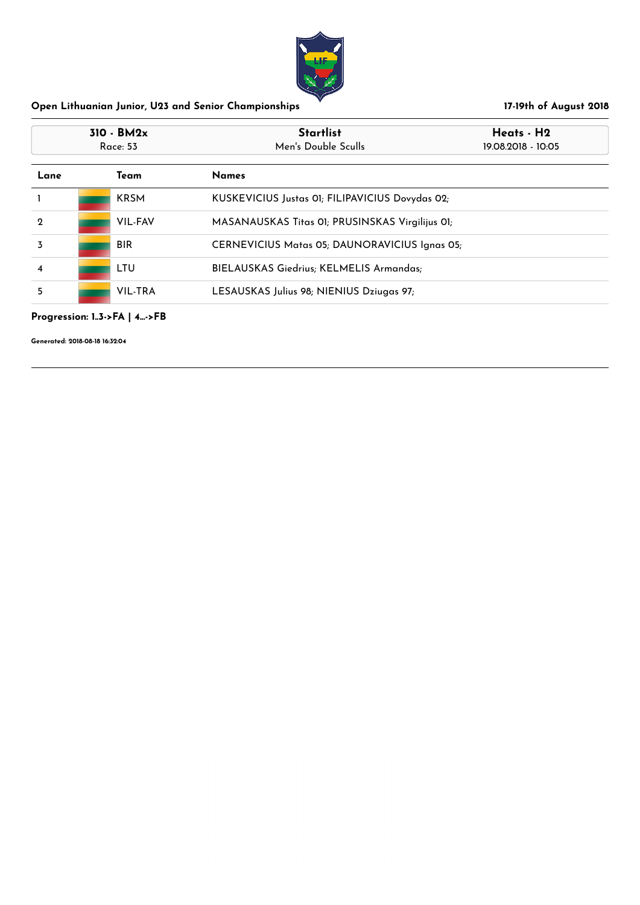Open Lithuanian Junior, U23 and Senior Championships

17-19th of August 2018

| 310 - BM2x | Startlist | Heats - H2 |
| --- | --- | --- |
| Race: 53 | Men's Double Sculls | 19.08.2018 - 10:05 |

| Lane | Team | Names |
| --- | --- | --- |
| 1 | KRSM | KUSKEVICIUS Justas 01; FILIPAVICIUS Dovydas 02; |
| 2 | VIL-FAV | MASANAUSKAS Titas 01; PRUSINSKAS Virgilijus 01; |
| 3 | BIR | CERNEVICIUS Matas 05; DAUNORAVICIUS Ignas 05; |
| 4 | LTU | BIELAUSKAS Giedrius; KELMELIS Armandas; |
| 5 | VIL-TRA | LESAUSKAS Julius 98; NIENIUS Dziugas 97; |

**Progression: 1..3->FA | 4...->FB**

**Generated: 2018-08-18 16:32:04**